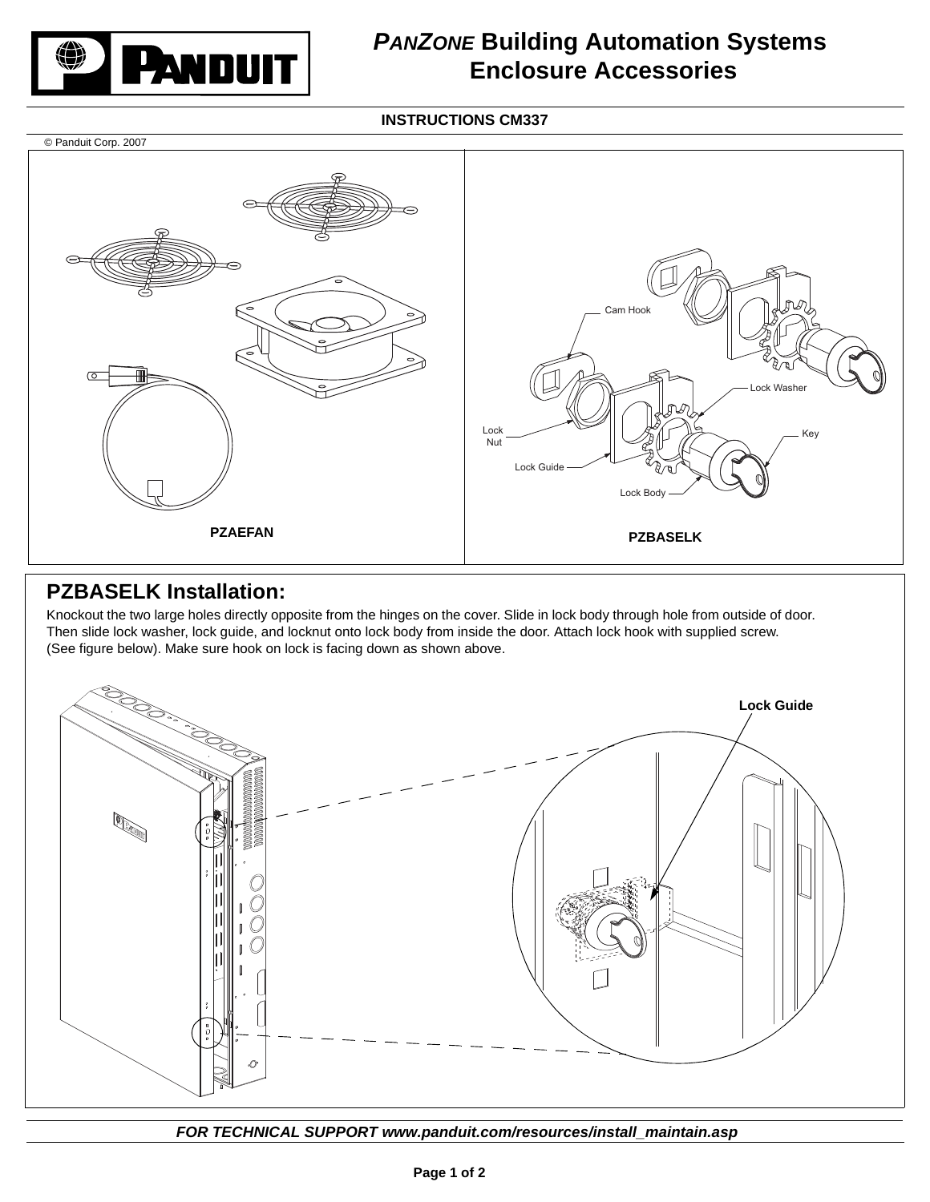# *PanZone* Building Automation Systems Enclosure Accessories

**INSTRUCTIONS CM337**

© Panduit Corp. 2007

Cam Hook

Lock Washer

Lock Nut

Key

Lock Guide

Lock Body

**PZAEFAN**

**PZBASELK**

## PZBASELK Installation:

Knockout the two large holes directly opposite from the hinges on the cover. Slide in lock body through hole from outside of door. Then slide lock washer, lock guide, and locknut onto lock body from inside the door. Attach lock hook with supplied screw. (See figure below). Make sure hook on lock is facing down as shown above.

**Lock Guide**

***FOR TECHNICAL SUPPORT www.panduit.com/resources/install_maintain.asp***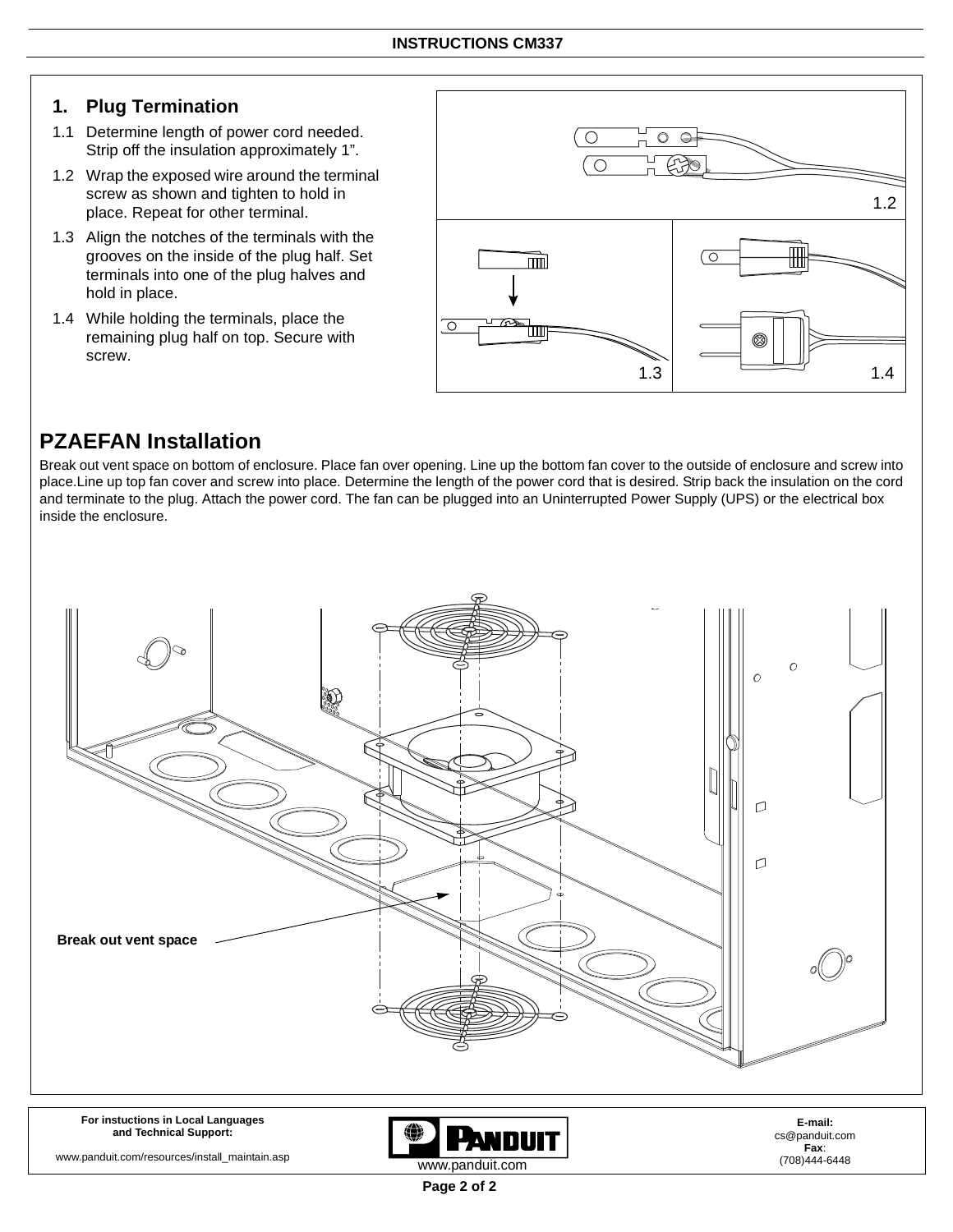## 1. Plug Termination

1.1 Determine length of power cord needed. Strip off the insulation approximately 1”.

1.2 Wrap the exposed wire around the terminal screw as shown and tighten to hold in place. Repeat for other terminal.

1.3 Align the notches of the terminals with the grooves on the inside of the plug half. Set terminals into one of the plug halves and hold in place.

1.4 While holding the terminals, place the remaining plug half on top. Secure with screw.

1.2

1.3

1.4

## PZAEFAN Installation

Break out vent space on bottom of enclosure. Place fan over opening. Line up the bottom fan cover to the outside of enclosure and screw into place.Line up top fan cover and screw into place. Determine the length of the power cord that is desired. Strip back the insulation on the cord and terminate to the plug. Attach the power cord. The fan can be plugged into an Uninterrupted Power Supply (UPS) or the electrical box inside the enclosure.

**Break out vent space**

**For instuctions in Local Languages and Technical Support:**

www.panduit.com/resources/install_maintain.asp

www.panduit.com

**E-mail:**
cs@panduit.com
**Fax**:
(708)444-6448